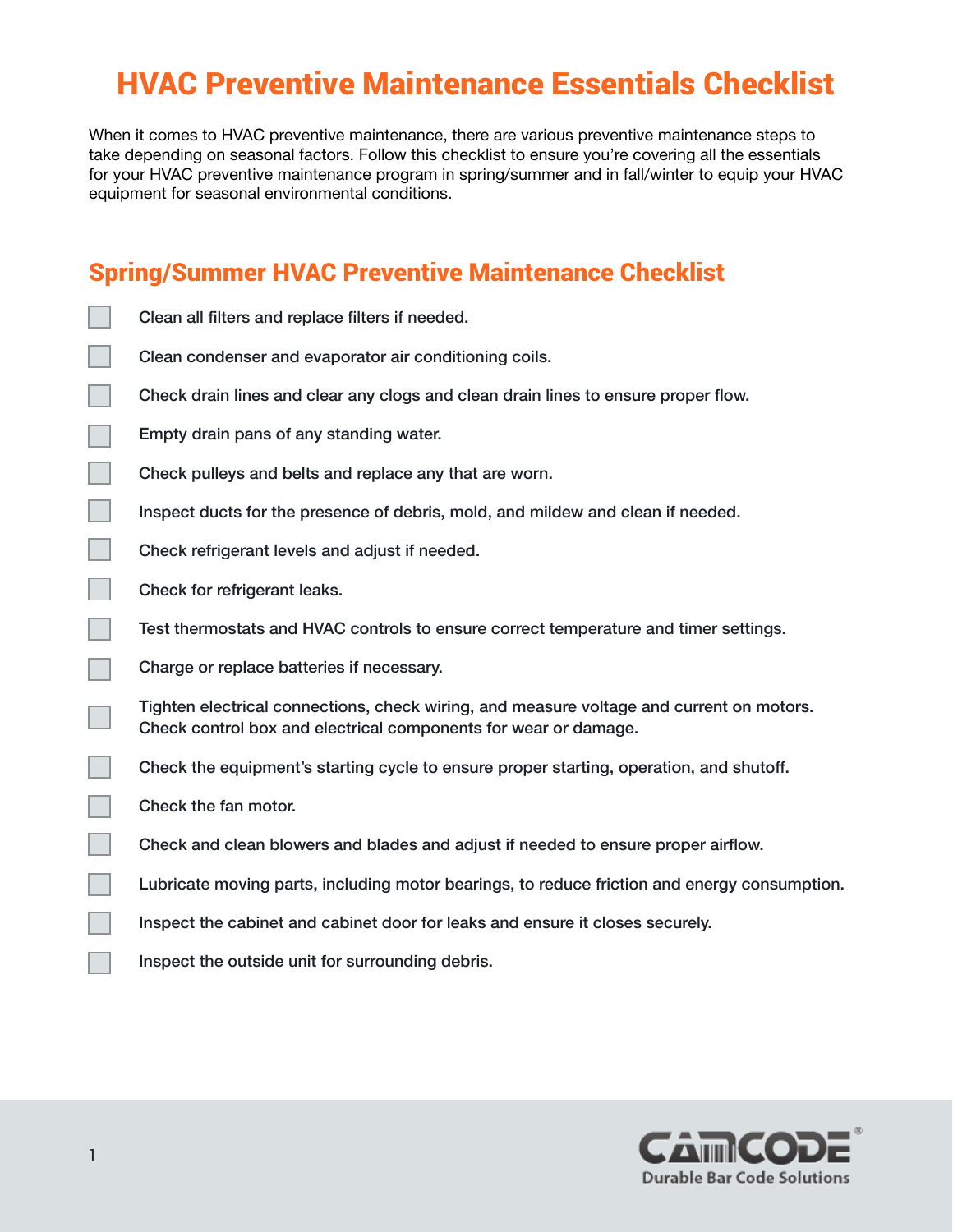# HVAC Preventive Maintenance Essentials Checklist

When it comes to HVAC preventive maintenance, there are various preventive maintenance steps to take depending on seasonal factors. Follow this checklist to ensure you're covering all the essentials for your HVAC preventive maintenance program in spring/summer and in fall/winter to equip your HVAC equipment for seasonal environmental conditions.

## Spring/Summer HVAC Preventive Maintenance Checklist

- [ ] Clean all filters and replace filters if needed.
- [ ] Clean condenser and evaporator air conditioning coils.
- [ ] Check drain lines and clear any clogs and clean drain lines to ensure proper flow.
- [ ] Empty drain pans of any standing water.
- [ ] Check pulleys and belts and replace any that are worn.
- [ ] Inspect ducts for the presence of debris, mold, and mildew and clean if needed.
- [ ] Check refrigerant levels and adjust if needed.
- [ ] Check for refrigerant leaks.
- [ ] Test thermostats and HVAC controls to ensure correct temperature and timer settings.
- [ ] Charge or replace batteries if necessary.
- [ ] Tighten electrical connections, check wiring, and measure voltage and current on motors. Check control box and electrical components for wear or damage.
- [ ] Check the equipment's starting cycle to ensure proper starting, operation, and shutoff.
- [ ] Check the fan motor.
- [ ] Check and clean blowers and blades and adjust if needed to ensure proper airflow.
- [ ] Lubricate moving parts, including motor bearings, to reduce friction and energy consumption.
- [ ] Inspect the cabinet and cabinet door for leaks and ensure it closes securely.
- [ ] Inspect the outside unit for surrounding debris.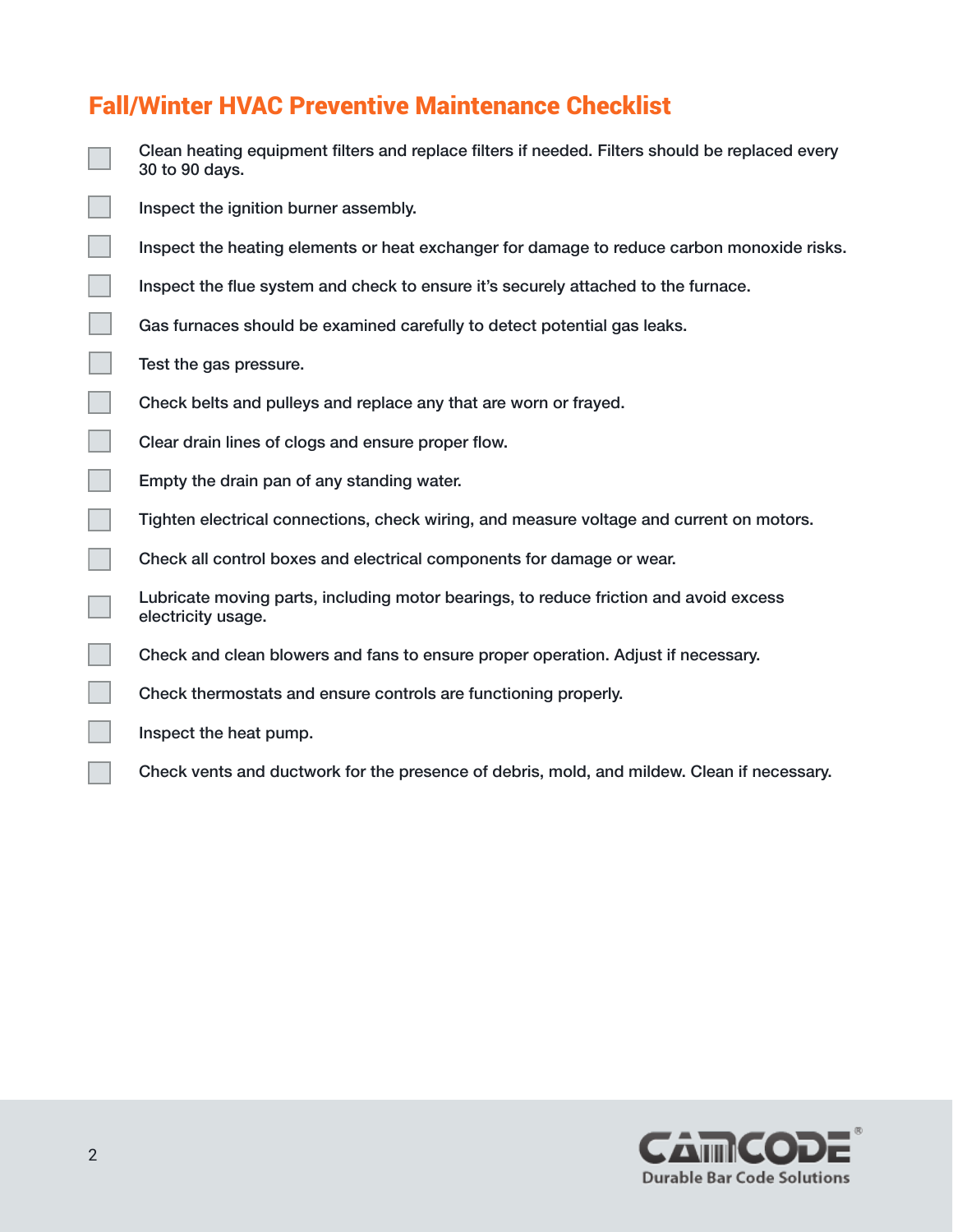## Fall/Winter HVAC Preventive Maintenance Checklist

- [ ] Clean heating equipment filters and replace filters if needed. Filters should be replaced every 30 to 90 days.
- [ ] Inspect the ignition burner assembly.
- [ ] Inspect the heating elements or heat exchanger for damage to reduce carbon monoxide risks.
- [ ] Inspect the flue system and check to ensure it's securely attached to the furnace.
- [ ] Gas furnaces should be examined carefully to detect potential gas leaks.
- [ ] Test the gas pressure.
- [ ] Check belts and pulleys and replace any that are worn or frayed.
- [ ] Clear drain lines of clogs and ensure proper flow.
- [ ] Empty the drain pan of any standing water.
- [ ] Tighten electrical connections, check wiring, and measure voltage and current on motors.
- [ ] Check all control boxes and electrical components for damage or wear.
- [ ] Lubricate moving parts, including motor bearings, to reduce friction and avoid excess electricity usage.
- [ ] Check and clean blowers and fans to ensure proper operation. Adjust if necessary.
- [ ] Check thermostats and ensure controls are functioning properly.
- [ ] Inspect the heat pump.
- [ ] Check vents and ductwork for the presence of debris, mold, and mildew. Clean if necessary.

CAMCODE®
Durable Bar Code Solutions